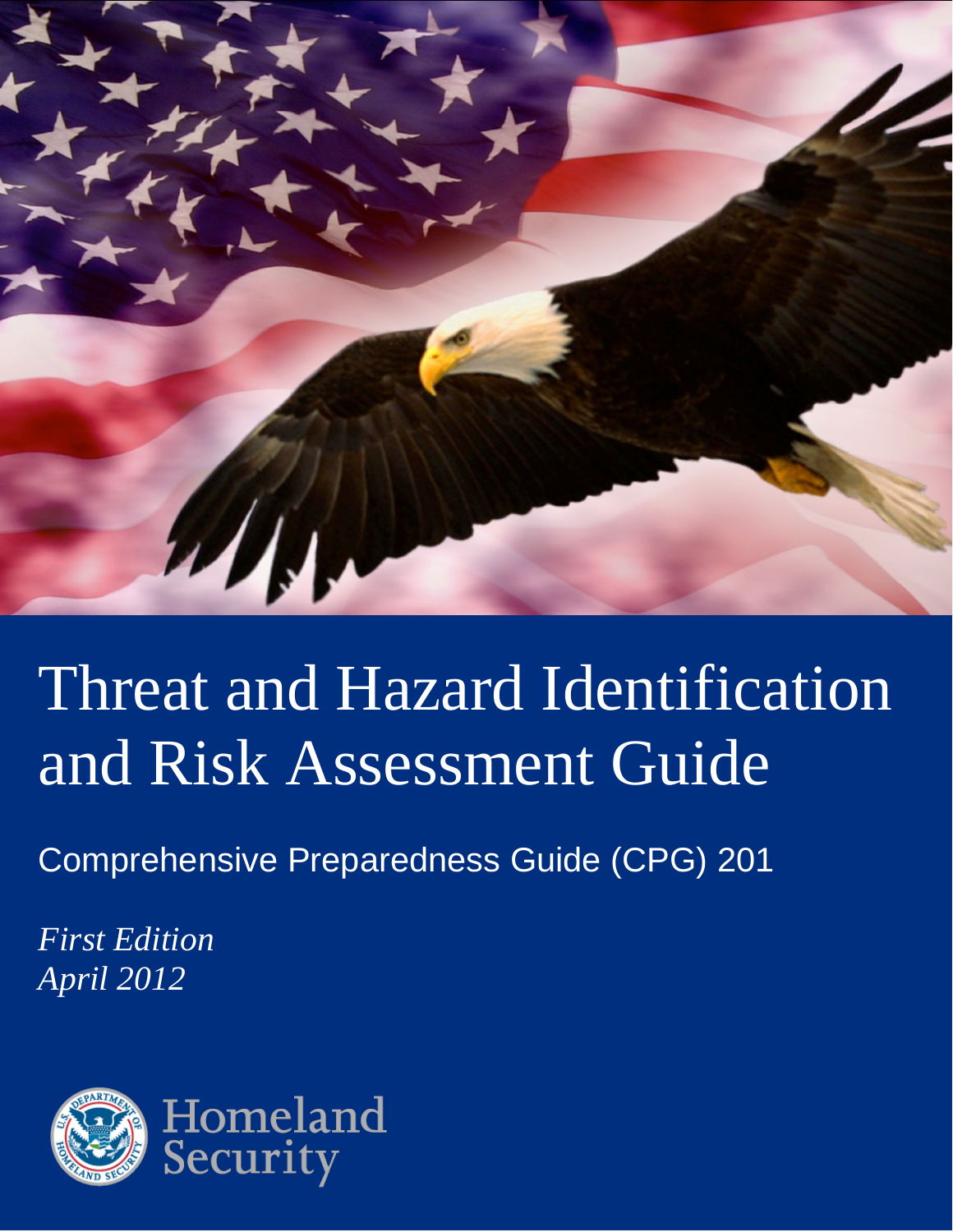# Threat and Hazard Identification and Risk Assessment Guide

Comprehensive Preparedness Guide (CPG) 201

*First Edition*
*April 2012*

Homeland Security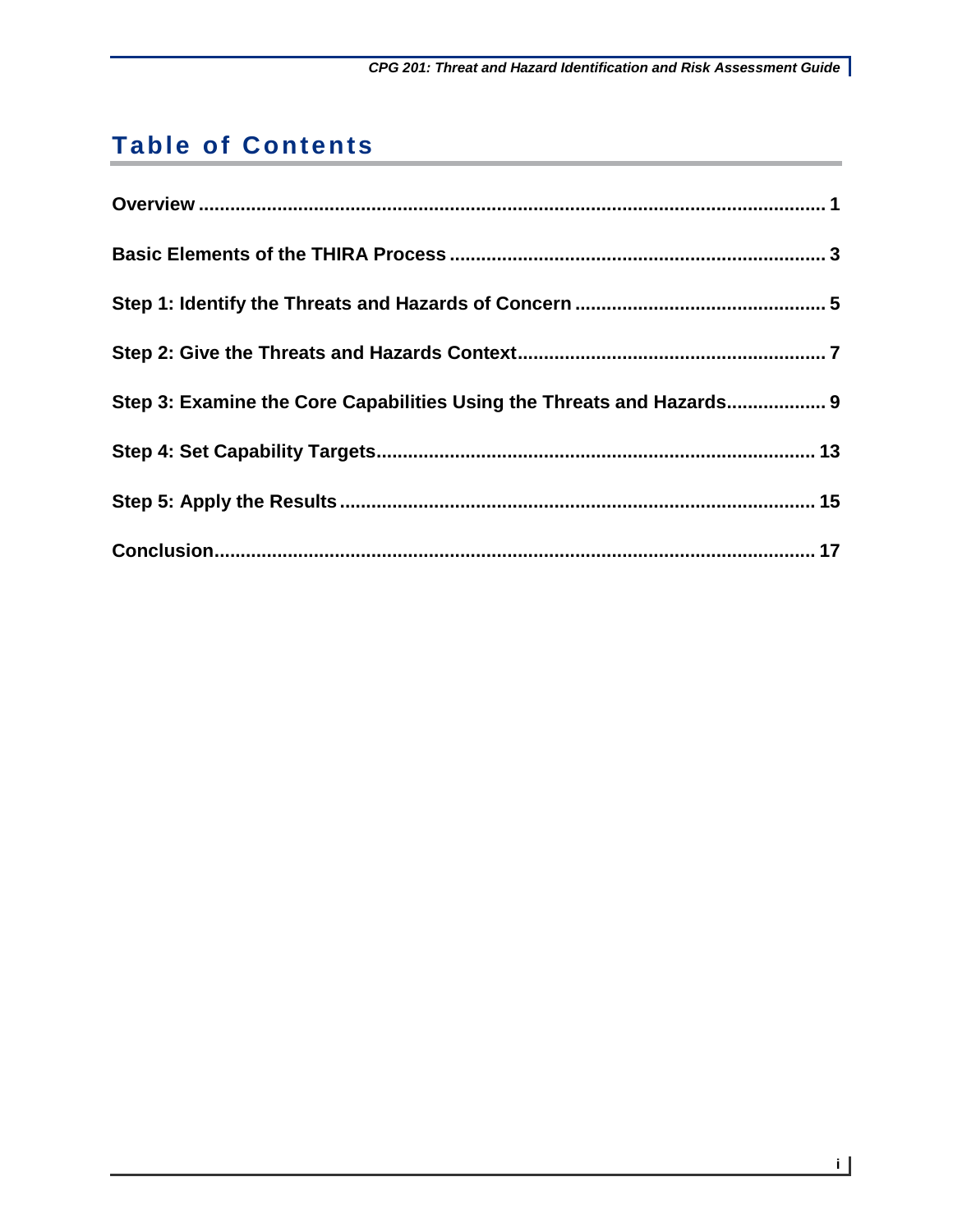# Table of Contents

**Overview** ........................................................................................................................ **1**

**Basic Elements of the THIRA Process** ........................................................................ **3**

**Step 1: Identify the Threats and Hazards of Concern** ................................................ **5**

**Step 2: Give the Threats and Hazards Context**........................................................... **7**

**Step 3: Examine the Core Capabilities Using the Threats and Hazards**.................. **9**

**Step 4: Set Capability Targets**...................................................................................... **13**

**Step 5: Apply the Results** ............................................................................................. **15**

**Conclusion**..................................................................................................................... **17**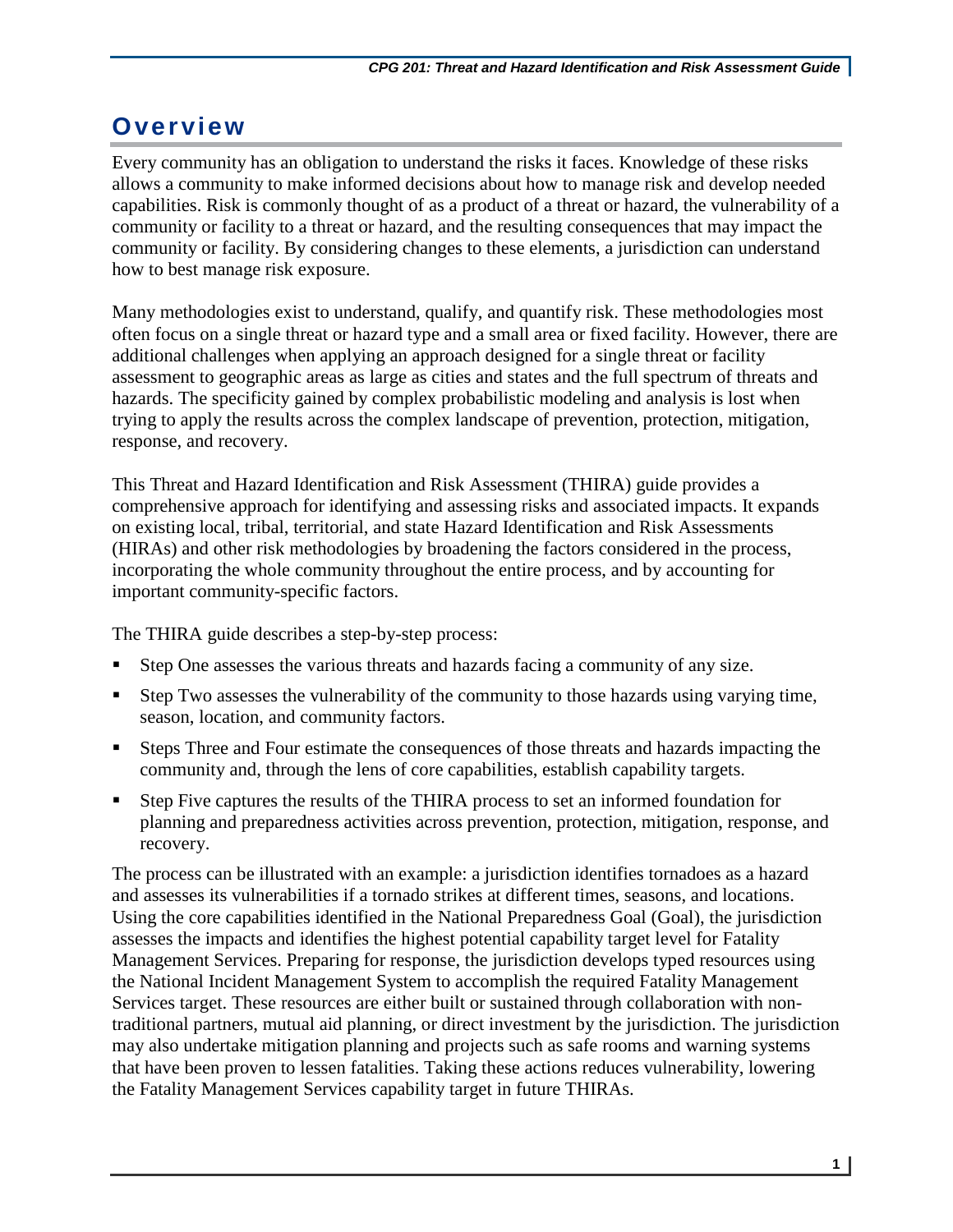# Overview

Every community has an obligation to understand the risks it faces. Knowledge of these risks allows a community to make informed decisions about how to manage risk and develop needed capabilities. Risk is commonly thought of as a product of a threat or hazard, the vulnerability of a community or facility to a threat or hazard, and the resulting consequences that may impact the community or facility. By considering changes to these elements, a jurisdiction can understand how to best manage risk exposure.

Many methodologies exist to understand, qualify, and quantify risk. These methodologies most often focus on a single threat or hazard type and a small area or fixed facility. However, there are additional challenges when applying an approach designed for a single threat or facility assessment to geographic areas as large as cities and states and the full spectrum of threats and hazards. The specificity gained by complex probabilistic modeling and analysis is lost when trying to apply the results across the complex landscape of prevention, protection, mitigation, response, and recovery.

This Threat and Hazard Identification and Risk Assessment (THIRA) guide provides a comprehensive approach for identifying and assessing risks and associated impacts. It expands on existing local, tribal, territorial, and state Hazard Identification and Risk Assessments (HIRAs) and other risk methodologies by broadening the factors considered in the process, incorporating the whole community throughout the entire process, and by accounting for important community-specific factors.

The THIRA guide describes a step-by-step process:

- Step One assesses the various threats and hazards facing a community of any size.
- Step Two assesses the vulnerability of the community to those hazards using varying time, season, location, and community factors.
- Steps Three and Four estimate the consequences of those threats and hazards impacting the community and, through the lens of core capabilities, establish capability targets.
- Step Five captures the results of the THIRA process to set an informed foundation for planning and preparedness activities across prevention, protection, mitigation, response, and recovery.

The process can be illustrated with an example: a jurisdiction identifies tornadoes as a hazard and assesses its vulnerabilities if a tornado strikes at different times, seasons, and locations. Using the core capabilities identified in the National Preparedness Goal (Goal), the jurisdiction assesses the impacts and identifies the highest potential capability target level for Fatality Management Services. Preparing for response, the jurisdiction develops typed resources using the National Incident Management System to accomplish the required Fatality Management Services target. These resources are either built or sustained through collaboration with non-traditional partners, mutual aid planning, or direct investment by the jurisdiction. The jurisdiction may also undertake mitigation planning and projects such as safe rooms and warning systems that have been proven to lessen fatalities. Taking these actions reduces vulnerability, lowering the Fatality Management Services capability target in future THIRAs.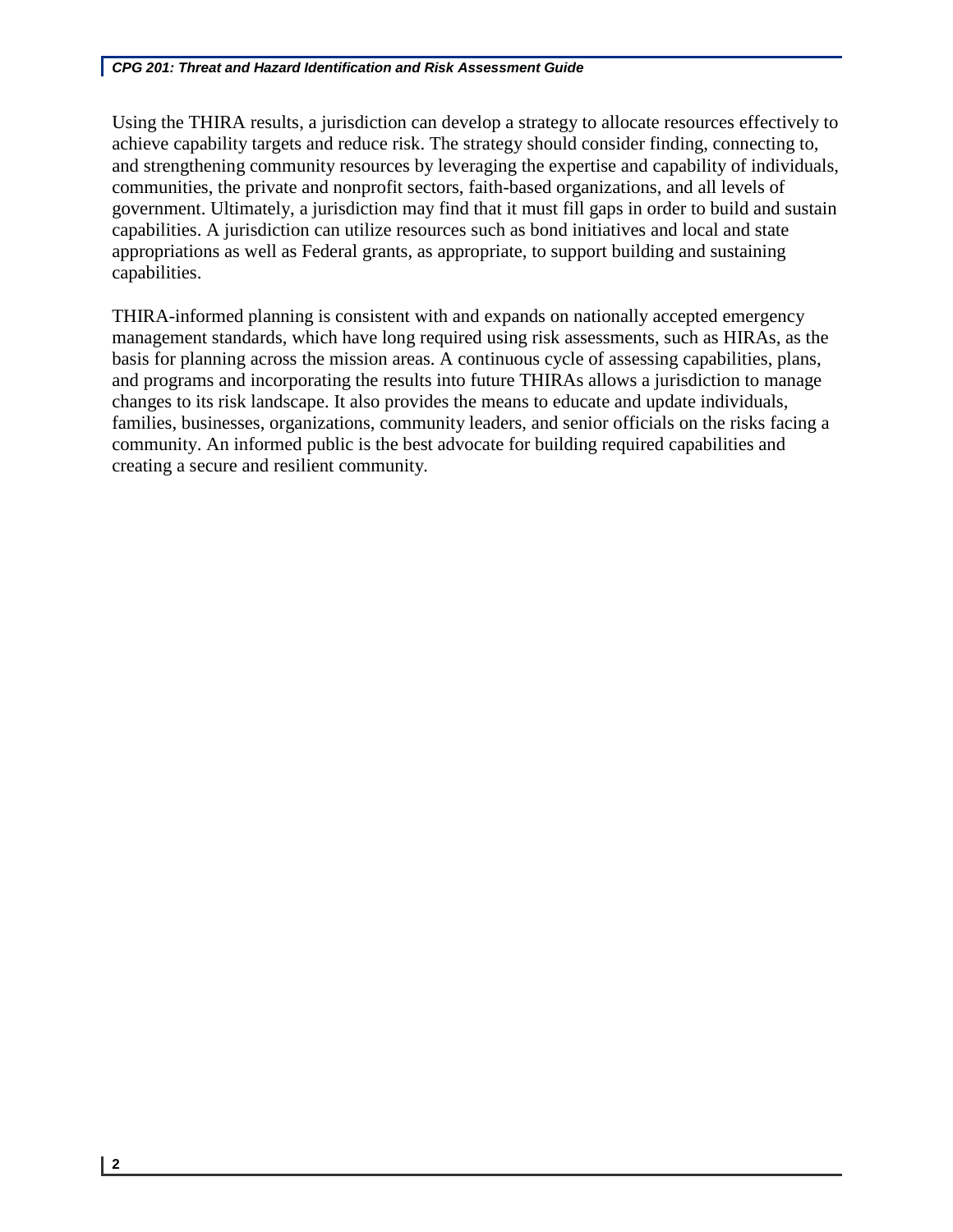Using the THIRA results, a jurisdiction can develop a strategy to allocate resources effectively to achieve capability targets and reduce risk. The strategy should consider finding, connecting to, and strengthening community resources by leveraging the expertise and capability of individuals, communities, the private and nonprofit sectors, faith-based organizations, and all levels of government. Ultimately, a jurisdiction may find that it must fill gaps in order to build and sustain capabilities. A jurisdiction can utilize resources such as bond initiatives and local and state appropriations as well as Federal grants, as appropriate, to support building and sustaining capabilities.

THIRA-informed planning is consistent with and expands on nationally accepted emergency management standards, which have long required using risk assessments, such as HIRAs, as the basis for planning across the mission areas. A continuous cycle of assessing capabilities, plans, and programs and incorporating the results into future THIRAs allows a jurisdiction to manage changes to its risk landscape. It also provides the means to educate and update individuals, families, businesses, organizations, community leaders, and senior officials on the risks facing a community. An informed public is the best advocate for building required capabilities and creating a secure and resilient community.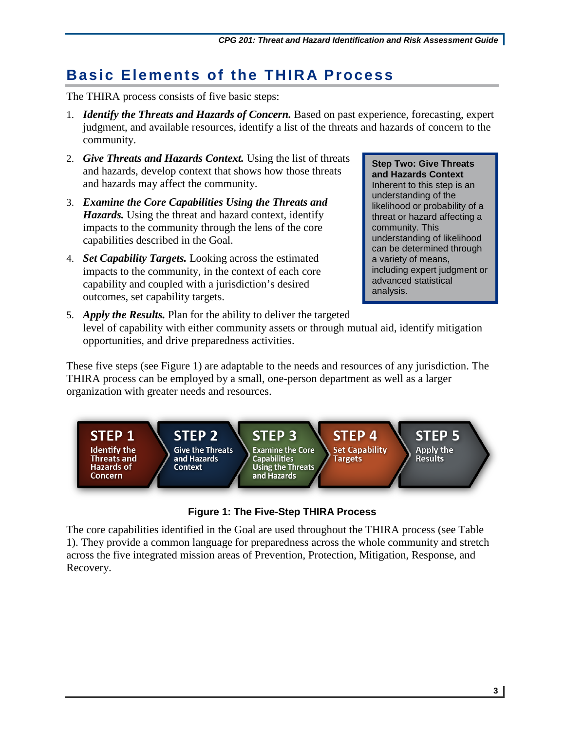## Basic Elements of the THIRA Process

The THIRA process consists of five basic steps:

1. ***Identify the Threats and Hazards of Concern.*** Based on past experience, forecasting, expert judgment, and available resources, identify a list of the threats and hazards of concern to the community.
2. ***Give Threats and Hazards Context.*** Using the list of threats and hazards, develop context that shows how those threats and hazards may affect the community.
3. ***Examine the Core Capabilities Using the Threats and Hazards.*** Using the threat and hazard context, identify impacts to the community through the lens of the core capabilities described in the Goal.
4. ***Set Capability Targets.*** Looking across the estimated impacts to the community, in the context of each core capability and coupled with a jurisdiction's desired outcomes, set capability targets.
5. ***Apply the Results.*** Plan for the ability to deliver the targeted level of capability with either community assets or through mutual aid, identify mitigation opportunities, and drive preparedness activities.

> **Step Two: Give Threats and Hazards Context**
> Inherent to this step is an understanding of the likelihood or probability of a threat or hazard affecting a community. This understanding of likelihood can be determined through a variety of means, including expert judgment or advanced statistical analysis.

These five steps (see Figure 1) are adaptable to the needs and resources of any jurisdiction. The THIRA process can be employed by a small, one-person department as well as a larger organization with greater needs and resources.

**STEP 1** Identify the Threats and Hazards of Concern → **STEP 2** Give the Threats and Hazards Context → **STEP 3** Examine the Core Capabilities Using the Threats and Hazards → **STEP 4** Set Capability Targets → **STEP 5** Apply the Results

**Figure 1: The Five-Step THIRA Process**

The core capabilities identified in the Goal are used throughout the THIRA process (see Table 1). They provide a common language for preparedness across the whole community and stretch across the five integrated mission areas of Prevention, Protection, Mitigation, Response, and Recovery.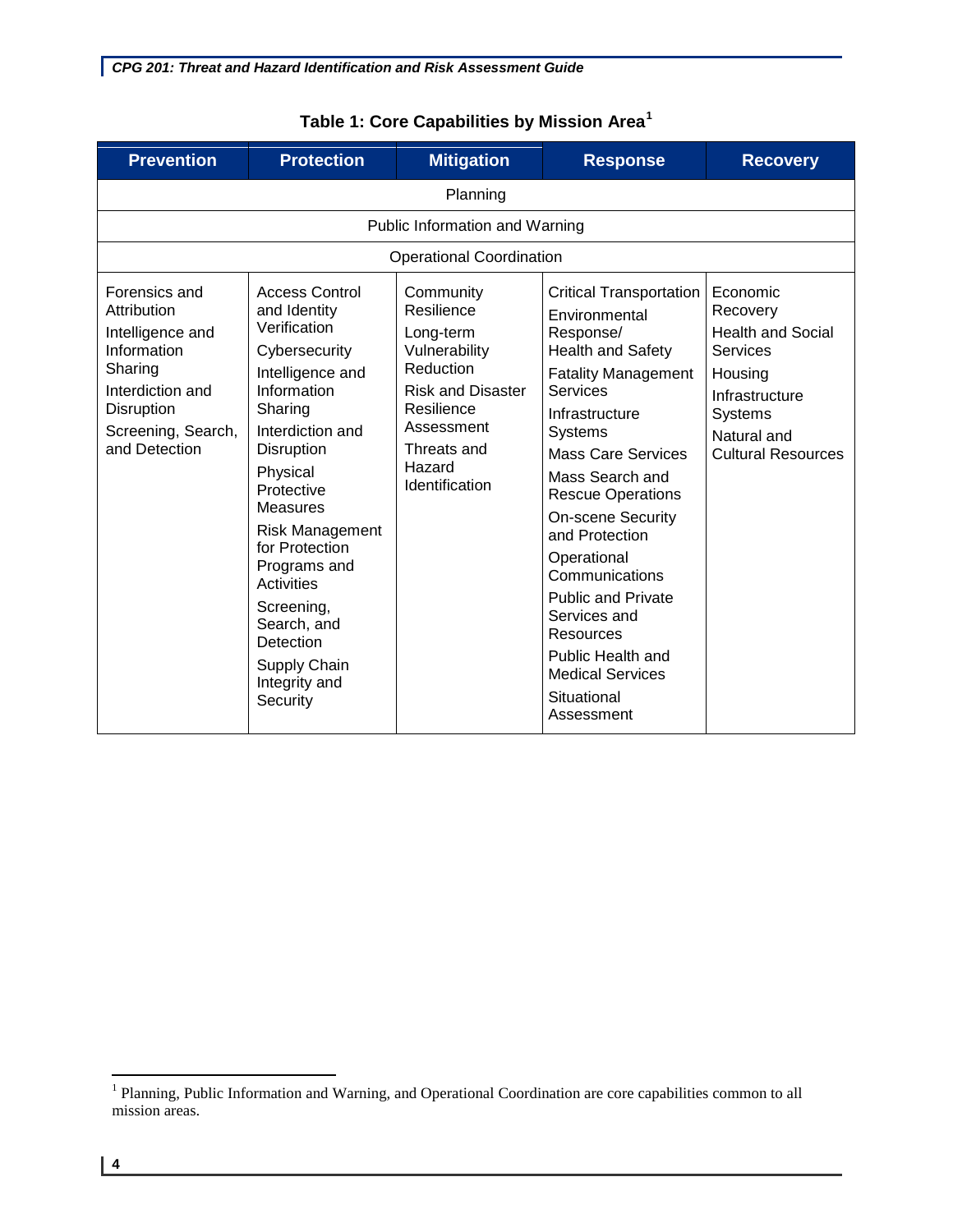**Table 1: Core Capabilities by Mission Area[1]**

| Prevention | Protection | Mitigation | Response | Recovery |
|---|---|---|---|---|
| Planning | | | | |
| Public Information and Warning | | | | |
| Operational Coordination | | | | |
| Forensics and Attribution<br>Intelligence and Information Sharing<br>Interdiction and Disruption<br>Screening, Search, and Detection | Access Control and Identity Verification<br>Cybersecurity<br>Intelligence and Information Sharing<br>Interdiction and Disruption<br>Physical Protective Measures<br>Risk Management for Protection Programs and Activities<br>Screening, Search, and Detection<br>Supply Chain Integrity and Security | Community Resilience<br>Long-term Vulnerability Reduction<br>Risk and Disaster Resilience Assessment<br>Threats and Hazard Identification | Critical Transportation<br>Environmental Response/ Health and Safety<br>Fatality Management Services<br>Infrastructure Systems<br>Mass Care Services<br>Mass Search and Rescue Operations<br>On-scene Security and Protection<br>Operational Communications<br>Public and Private Services and Resources<br>Public Health and Medical Services<br>Situational Assessment | Economic Recovery<br>Health and Social Services<br>Housing<br>Infrastructure Systems<br>Natural and Cultural Resources |

[1] Planning, Public Information and Warning, and Operational Coordination are core capabilities common to all mission areas.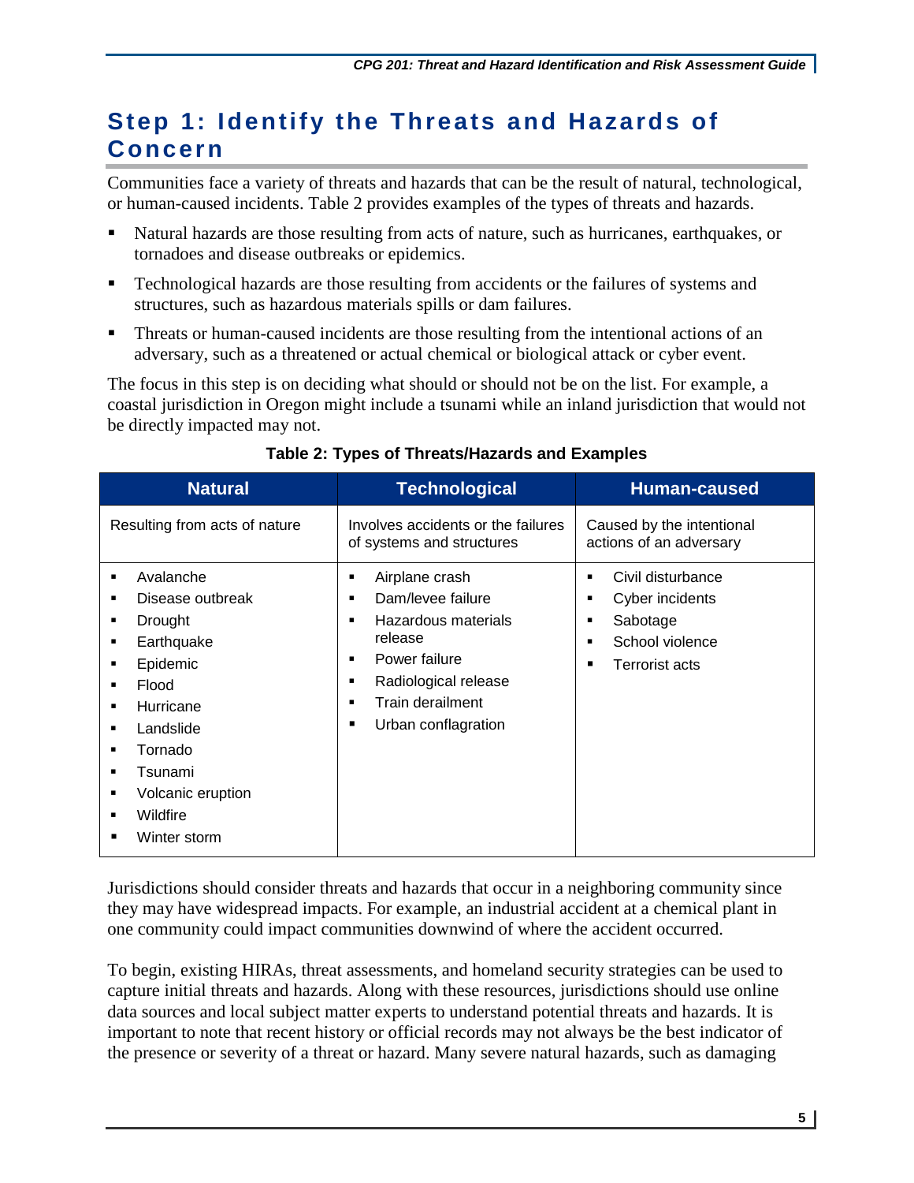## Step 1: Identify the Threats and Hazards of Concern

Communities face a variety of threats and hazards that can be the result of natural, technological, or human-caused incidents. Table 2 provides examples of the types of threats and hazards.

- Natural hazards are those resulting from acts of nature, such as hurricanes, earthquakes, or tornadoes and disease outbreaks or epidemics.
- Technological hazards are those resulting from accidents or the failures of systems and structures, such as hazardous materials spills or dam failures.
- Threats or human-caused incidents are those resulting from the intentional actions of an adversary, such as a threatened or actual chemical or biological attack or cyber event.

The focus in this step is on deciding what should or should not be on the list. For example, a coastal jurisdiction in Oregon might include a tsunami while an inland jurisdiction that would not be directly impacted may not.

**Table 2: Types of Threats/Hazards and Examples**

| Natural | Technological | Human-caused |
|---|---|---|
| Resulting from acts of nature | Involves accidents or the failures of systems and structures | Caused by the intentional actions of an adversary |
| ▪ Avalanche<br>▪ Disease outbreak<br>▪ Drought<br>▪ Earthquake<br>▪ Epidemic<br>▪ Flood<br>▪ Hurricane<br>▪ Landslide<br>▪ Tornado<br>▪ Tsunami<br>▪ Volcanic eruption<br>▪ Wildfire<br>▪ Winter storm | ▪ Airplane crash<br>▪ Dam/levee failure<br>▪ Hazardous materials release<br>▪ Power failure<br>▪ Radiological release<br>▪ Train derailment<br>▪ Urban conflagration | ▪ Civil disturbance<br>▪ Cyber incidents<br>▪ Sabotage<br>▪ School violence<br>▪ Terrorist acts |

Jurisdictions should consider threats and hazards that occur in a neighboring community since they may have widespread impacts. For example, an industrial accident at a chemical plant in one community could impact communities downwind of where the accident occurred.

To begin, existing HIRAs, threat assessments, and homeland security strategies can be used to capture initial threats and hazards. Along with these resources, jurisdictions should use online data sources and local subject matter experts to understand potential threats and hazards. It is important to note that recent history or official records may not always be the best indicator of the presence or severity of a threat or hazard. Many severe natural hazards, such as damaging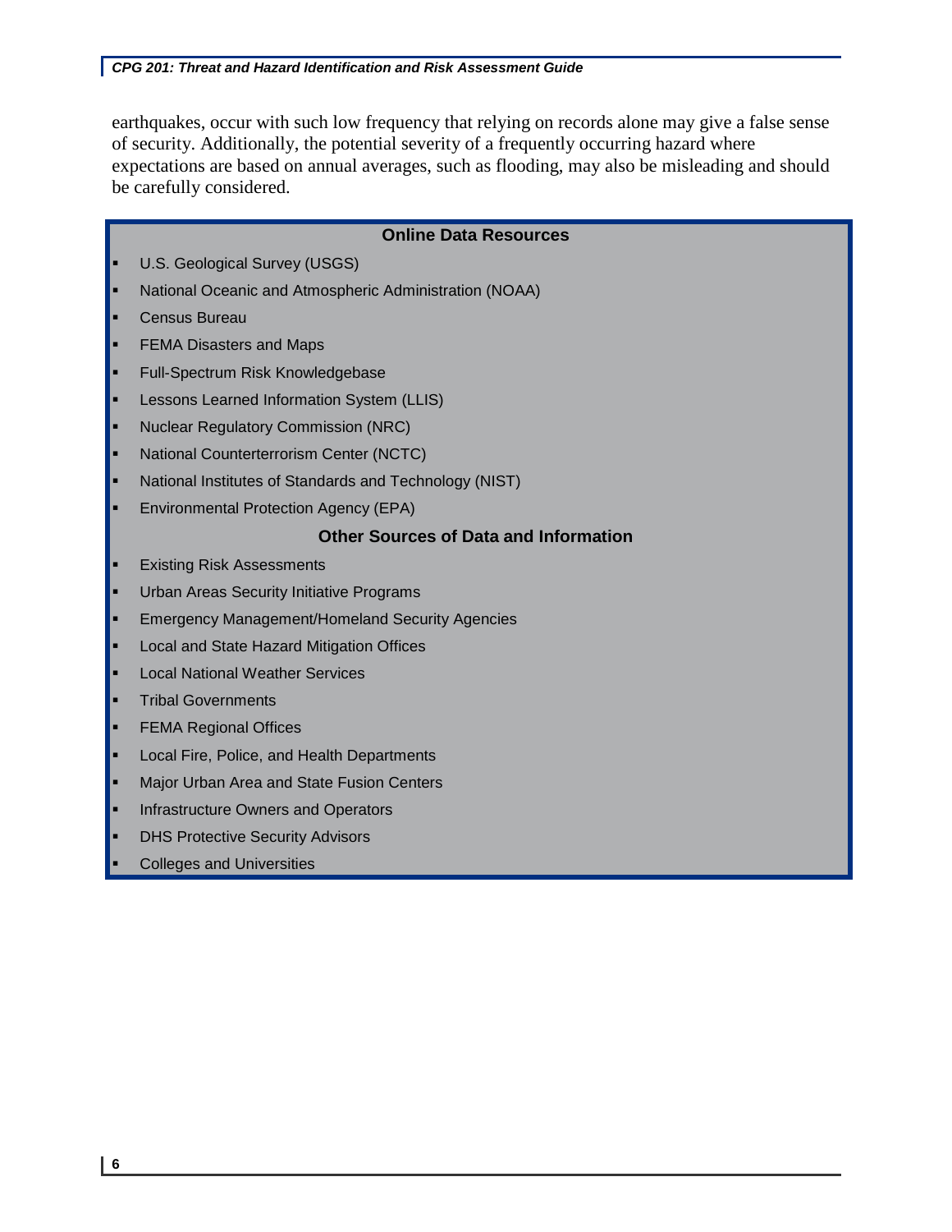earthquakes, occur with such low frequency that relying on records alone may give a false sense of security. Additionally, the potential severity of a frequently occurring hazard where expectations are based on annual averages, such as flooding, may also be misleading and should be carefully considered.

**Online Data Resources**

- U.S. Geological Survey (USGS)
- National Oceanic and Atmospheric Administration (NOAA)
- Census Bureau
- FEMA Disasters and Maps
- Full-Spectrum Risk Knowledgebase
- Lessons Learned Information System (LLIS)
- Nuclear Regulatory Commission (NRC)
- National Counterterrorism Center (NCTC)
- National Institutes of Standards and Technology (NIST)
- Environmental Protection Agency (EPA)

**Other Sources of Data and Information**

- Existing Risk Assessments
- Urban Areas Security Initiative Programs
- Emergency Management/Homeland Security Agencies
- Local and State Hazard Mitigation Offices
- Local National Weather Services
- Tribal Governments
- FEMA Regional Offices
- Local Fire, Police, and Health Departments
- Major Urban Area and State Fusion Centers
- Infrastructure Owners and Operators
- DHS Protective Security Advisors
- Colleges and Universities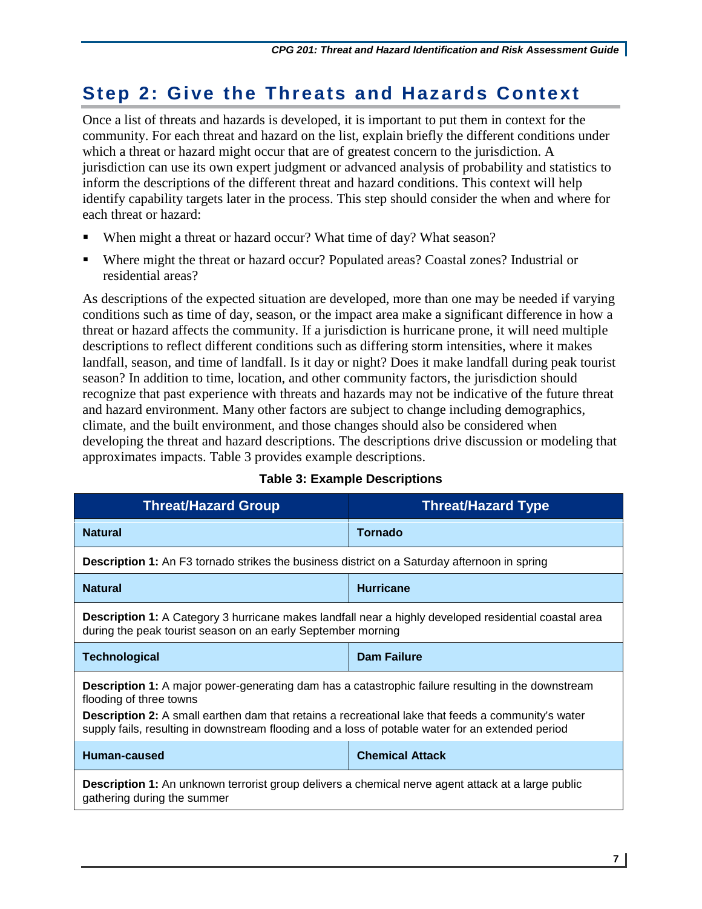## Step 2: Give the Threats and Hazards Context

Once a list of threats and hazards is developed, it is important to put them in context for the community. For each threat and hazard on the list, explain briefly the different conditions under which a threat or hazard might occur that are of greatest concern to the jurisdiction. A jurisdiction can use its own expert judgment or advanced analysis of probability and statistics to inform the descriptions of the different threat and hazard conditions. This context will help identify capability targets later in the process. This step should consider the when and where for each threat or hazard:

- When might a threat or hazard occur? What time of day? What season?
- Where might the threat or hazard occur? Populated areas? Coastal zones? Industrial or residential areas?

As descriptions of the expected situation are developed, more than one may be needed if varying conditions such as time of day, season, or the impact area make a significant difference in how a threat or hazard affects the community. If a jurisdiction is hurricane prone, it will need multiple descriptions to reflect different conditions such as differing storm intensities, where it makes landfall, season, and time of landfall. Is it day or night? Does it make landfall during peak tourist season? In addition to time, location, and other community factors, the jurisdiction should recognize that past experience with threats and hazards may not be indicative of the future threat and hazard environment. Many other factors are subject to change including demographics, climate, and the built environment, and those changes should also be considered when developing the threat and hazard descriptions. The descriptions drive discussion or modeling that approximates impacts. Table 3 provides example descriptions.

**Table 3: Example Descriptions**

| Threat/Hazard Group | Threat/Hazard Type |
|---|---|
| **Natural** | **Tornado** |
| **Description 1:** An F3 tornado strikes the business district on a Saturday afternoon in spring | |
| **Natural** | **Hurricane** |
| **Description 1:** A Category 3 hurricane makes landfall near a highly developed residential coastal area during the peak tourist season on an early September morning | |
| **Technological** | **Dam Failure** |
| **Description 1:** A major power-generating dam has a catastrophic failure resulting in the downstream flooding of three towns<br>**Description 2:** A small earthen dam that retains a recreational lake that feeds a community's water supply fails, resulting in downstream flooding and a loss of potable water for an extended period | |
| **Human-caused** | **Chemical Attack** |
| **Description 1:** An unknown terrorist group delivers a chemical nerve agent attack at a large public gathering during the summer | |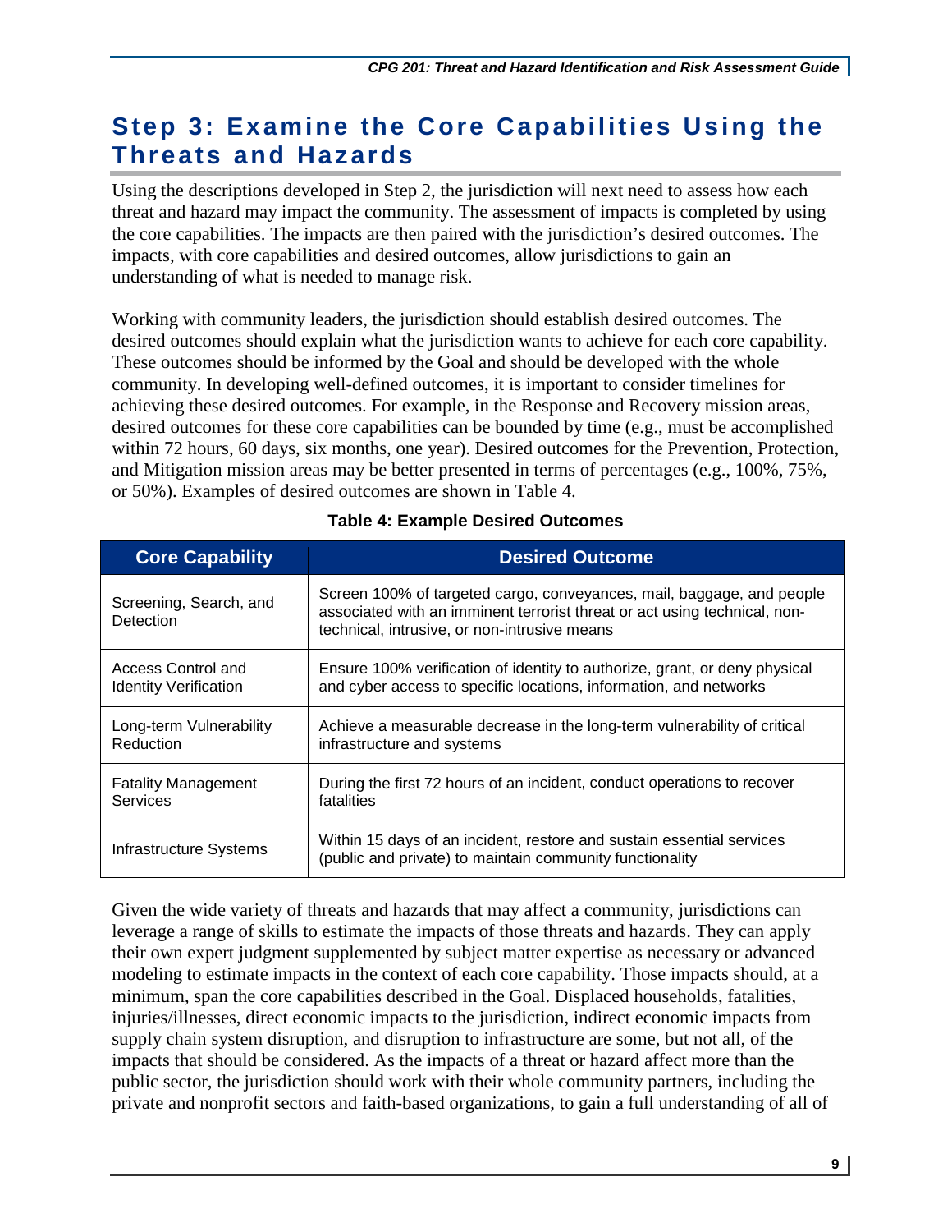## Step 3: Examine the Core Capabilities Using the Threats and Hazards

Using the descriptions developed in Step 2, the jurisdiction will next need to assess how each threat and hazard may impact the community. The assessment of impacts is completed by using the core capabilities. The impacts are then paired with the jurisdiction's desired outcomes. The impacts, with core capabilities and desired outcomes, allow jurisdictions to gain an understanding of what is needed to manage risk.

Working with community leaders, the jurisdiction should establish desired outcomes. The desired outcomes should explain what the jurisdiction wants to achieve for each core capability. These outcomes should be informed by the Goal and should be developed with the whole community. In developing well-defined outcomes, it is important to consider timelines for achieving these desired outcomes. For example, in the Response and Recovery mission areas, desired outcomes for these core capabilities can be bounded by time (e.g., must be accomplished within 72 hours, 60 days, six months, one year). Desired outcomes for the Prevention, Protection, and Mitigation mission areas may be better presented in terms of percentages (e.g., 100%, 75%, or 50%). Examples of desired outcomes are shown in Table 4.

**Table 4: Example Desired Outcomes**

| Core Capability | Desired Outcome |
|---|---|
| Screening, Search, and Detection | Screen 100% of targeted cargo, conveyances, mail, baggage, and people associated with an imminent terrorist threat or act using technical, non-technical, intrusive, or non-intrusive means |
| Access Control and Identity Verification | Ensure 100% verification of identity to authorize, grant, or deny physical and cyber access to specific locations, information, and networks |
| Long-term Vulnerability Reduction | Achieve a measurable decrease in the long-term vulnerability of critical infrastructure and systems |
| Fatality Management Services | During the first 72 hours of an incident, conduct operations to recover fatalities |
| Infrastructure Systems | Within 15 days of an incident, restore and sustain essential services (public and private) to maintain community functionality |

Given the wide variety of threats and hazards that may affect a community, jurisdictions can leverage a range of skills to estimate the impacts of those threats and hazards. They can apply their own expert judgment supplemented by subject matter expertise as necessary or advanced modeling to estimate impacts in the context of each core capability. Those impacts should, at a minimum, span the core capabilities described in the Goal. Displaced households, fatalities, injuries/illnesses, direct economic impacts to the jurisdiction, indirect economic impacts from supply chain system disruption, and disruption to infrastructure are some, but not all, of the impacts that should be considered. As the impacts of a threat or hazard affect more than the public sector, the jurisdiction should work with their whole community partners, including the private and nonprofit sectors and faith-based organizations, to gain a full understanding of all of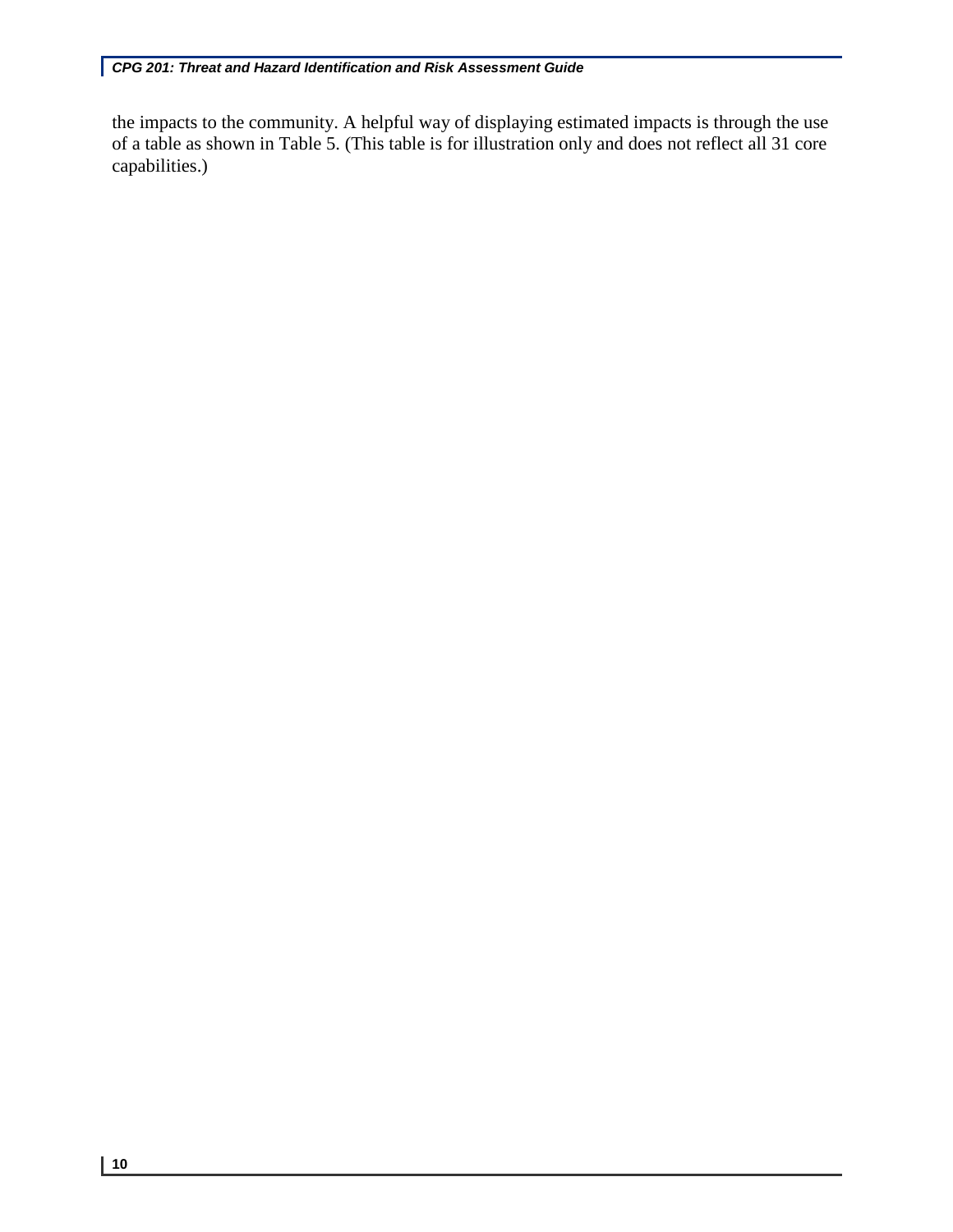the impacts to the community. A helpful way of displaying estimated impacts is through the use of a table as shown in Table 5. (This table is for illustration only and does not reflect all 31 core capabilities.)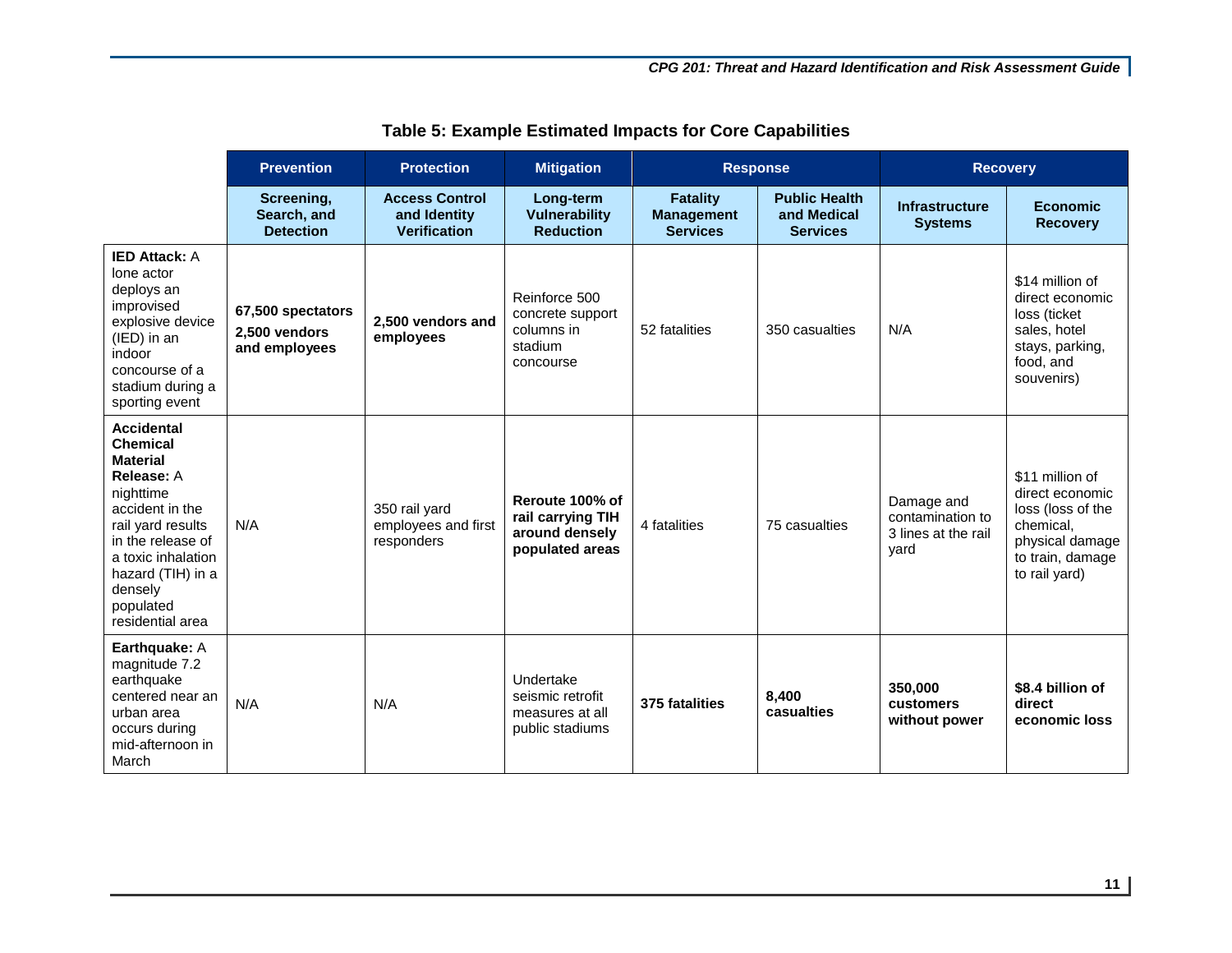## Table 5: Example Estimated Impacts for Core Capabilities

| | Prevention | Protection | Mitigation | Response | | Recovery | |
|---|---|---|---|---|---|---|---|
| | **Screening, Search, and Detection** | **Access Control and Identity Verification** | **Long-term Vulnerability Reduction** | **Fatality Management Services** | **Public Health and Medical Services** | **Infrastructure Systems** | **Economic Recovery** |
| **IED Attack:** A lone actor deploys an improvised explosive device (IED) in an indoor concourse of a stadium during a sporting event | **67,500 spectators 2,500 vendors and employees** | **2,500 vendors and employees** | Reinforce 500 concrete support columns in stadium concourse | 52 fatalities | 350 casualties | N/A | $14 million of direct economic loss (ticket sales, hotel stays, parking, food, and souvenirs) |
| **Accidental Chemical Material Release:** A nighttime accident in the rail yard results in the release of a toxic inhalation hazard (TIH) in a densely populated residential area | N/A | 350 rail yard employees and first responders | **Reroute 100% of rail carrying TIH around densely populated areas** | 4 fatalities | 75 casualties | Damage and contamination to 3 lines at the rail yard | $11 million of direct economic loss (loss of the chemical, physical damage to train, damage to rail yard) |
| **Earthquake:** A magnitude 7.2 earthquake centered near an urban area occurs during mid-afternoon in March | N/A | N/A | Undertake seismic retrofit measures at all public stadiums | **375 fatalities** | **8,400 casualties** | **350,000 customers without power** | **$8.4 billion of direct economic loss** |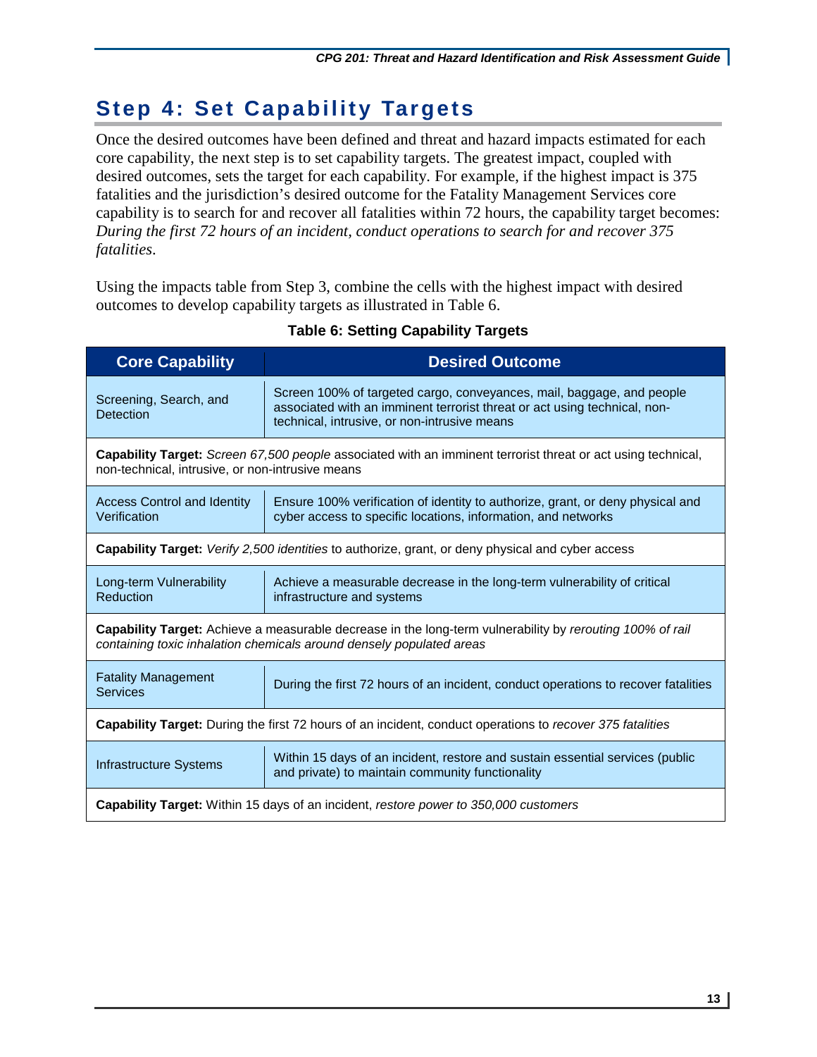# Step 4: Set Capability Targets

Once the desired outcomes have been defined and threat and hazard impacts estimated for each core capability, the next step is to set capability targets. The greatest impact, coupled with desired outcomes, sets the target for each capability. For example, if the highest impact is 375 fatalities and the jurisdiction's desired outcome for the Fatality Management Services core capability is to search for and recover all fatalities within 72 hours, the capability target becomes: *During the first 72 hours of an incident, conduct operations to search for and recover 375 fatalities*.

Using the impacts table from Step 3, combine the cells with the highest impact with desired outcomes to develop capability targets as illustrated in Table 6.

**Table 6: Setting Capability Targets**

| Core Capability | Desired Outcome |
| --- | --- |
| Screening, Search, and Detection | Screen 100% of targeted cargo, conveyances, mail, baggage, and people associated with an imminent terrorist threat or act using technical, non-technical, intrusive, or non-intrusive means |
| **Capability Target:** *Screen 67,500 people* associated with an imminent terrorist threat or act using technical, non-technical, intrusive, or non-intrusive means | |
| Access Control and Identity Verification | Ensure 100% verification of identity to authorize, grant, or deny physical and cyber access to specific locations, information, and networks |
| **Capability Target:** *Verify 2,500 identities* to authorize, grant, or deny physical and cyber access | |
| Long-term Vulnerability Reduction | Achieve a measurable decrease in the long-term vulnerability of critical infrastructure and systems |
| **Capability Target:** Achieve a measurable decrease in the long-term vulnerability by *rerouting 100% of rail containing toxic inhalation chemicals around densely populated areas* | |
| Fatality Management Services | During the first 72 hours of an incident, conduct operations to recover fatalities |
| **Capability Target:** During the first 72 hours of an incident, conduct operations to *recover 375 fatalities* | |
| Infrastructure Systems | Within 15 days of an incident, restore and sustain essential services (public and private) to maintain community functionality |
| **Capability Target:** Within 15 days of an incident, *restore power to 350,000 customers* | |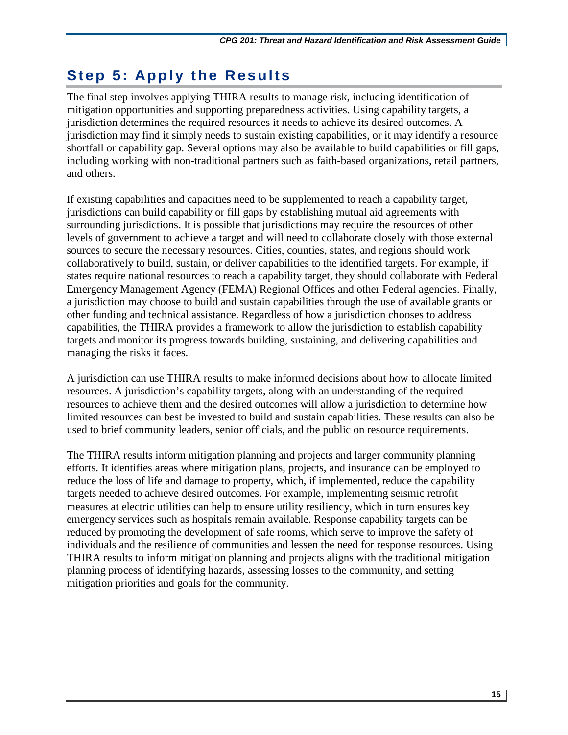# Step 5: Apply the Results

The final step involves applying THIRA results to manage risk, including identification of mitigation opportunities and supporting preparedness activities. Using capability targets, a jurisdiction determines the required resources it needs to achieve its desired outcomes. A jurisdiction may find it simply needs to sustain existing capabilities, or it may identify a resource shortfall or capability gap. Several options may also be available to build capabilities or fill gaps, including working with non-traditional partners such as faith-based organizations, retail partners, and others.

If existing capabilities and capacities need to be supplemented to reach a capability target, jurisdictions can build capability or fill gaps by establishing mutual aid agreements with surrounding jurisdictions. It is possible that jurisdictions may require the resources of other levels of government to achieve a target and will need to collaborate closely with those external sources to secure the necessary resources. Cities, counties, states, and regions should work collaboratively to build, sustain, or deliver capabilities to the identified targets. For example, if states require national resources to reach a capability target, they should collaborate with Federal Emergency Management Agency (FEMA) Regional Offices and other Federal agencies. Finally, a jurisdiction may choose to build and sustain capabilities through the use of available grants or other funding and technical assistance. Regardless of how a jurisdiction chooses to address capabilities, the THIRA provides a framework to allow the jurisdiction to establish capability targets and monitor its progress towards building, sustaining, and delivering capabilities and managing the risks it faces.

A jurisdiction can use THIRA results to make informed decisions about how to allocate limited resources. A jurisdiction's capability targets, along with an understanding of the required resources to achieve them and the desired outcomes will allow a jurisdiction to determine how limited resources can best be invested to build and sustain capabilities. These results can also be used to brief community leaders, senior officials, and the public on resource requirements.

The THIRA results inform mitigation planning and projects and larger community planning efforts. It identifies areas where mitigation plans, projects, and insurance can be employed to reduce the loss of life and damage to property, which, if implemented, reduce the capability targets needed to achieve desired outcomes. For example, implementing seismic retrofit measures at electric utilities can help to ensure utility resiliency, which in turn ensures key emergency services such as hospitals remain available. Response capability targets can be reduced by promoting the development of safe rooms, which serve to improve the safety of individuals and the resilience of communities and lessen the need for response resources. Using THIRA results to inform mitigation planning and projects aligns with the traditional mitigation planning process of identifying hazards, assessing losses to the community, and setting mitigation priorities and goals for the community.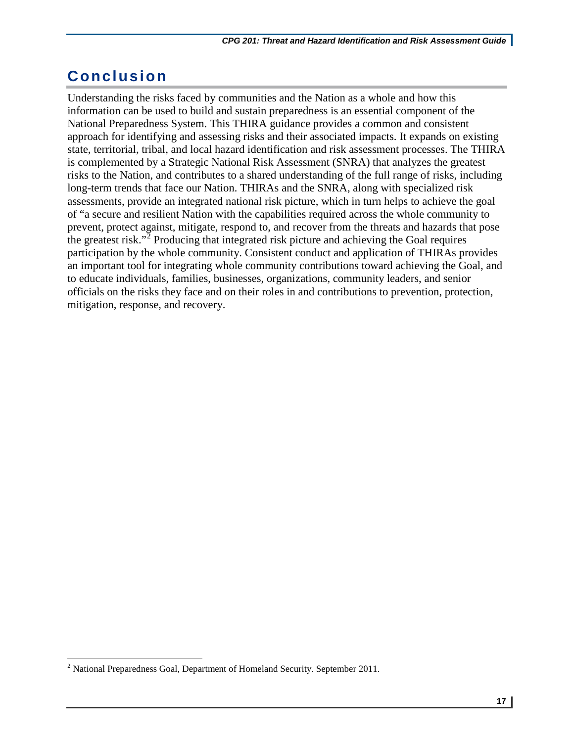# Conclusion

Understanding the risks faced by communities and the Nation as a whole and how this information can be used to build and sustain preparedness is an essential component of the National Preparedness System. This THIRA guidance provides a common and consistent approach for identifying and assessing risks and their associated impacts. It expands on existing state, territorial, tribal, and local hazard identification and risk assessment processes. The THIRA is complemented by a Strategic National Risk Assessment (SNRA) that analyzes the greatest risks to the Nation, and contributes to a shared understanding of the full range of risks, including long-term trends that face our Nation. THIRAs and the SNRA, along with specialized risk assessments, provide an integrated national risk picture, which in turn helps to achieve the goal of "a secure and resilient Nation with the capabilities required across the whole community to prevent, protect against, mitigate, respond to, and recover from the threats and hazards that pose the greatest risk."[2] Producing that integrated risk picture and achieving the Goal requires participation by the whole community. Consistent conduct and application of THIRAs provides an important tool for integrating whole community contributions toward achieving the Goal, and to educate individuals, families, businesses, organizations, community leaders, and senior officials on the risks they face and on their roles in and contributions to prevention, protection, mitigation, response, and recovery.

[2] National Preparedness Goal, Department of Homeland Security. September 2011.